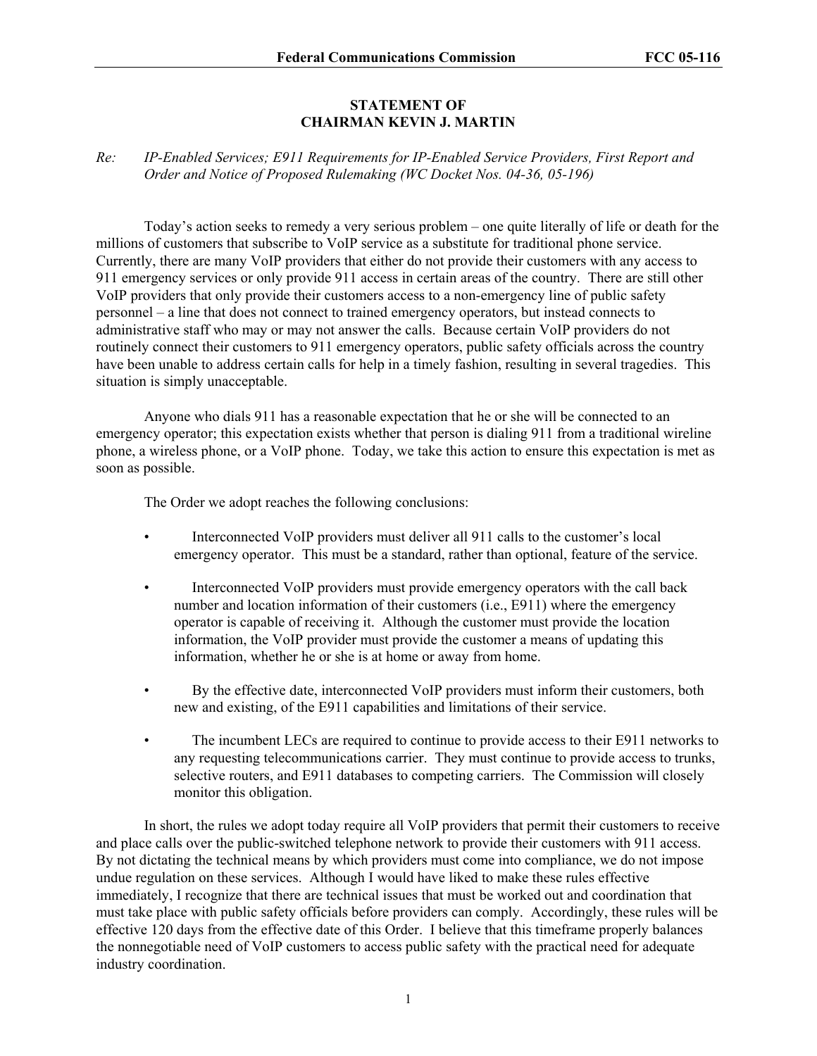# STATEMENT OF
# CHAIRMAN KEVIN J. MARTIN

*Re: IP-Enabled Services; E911 Requirements for IP-Enabled Service Providers, First Report and Order and Notice of Proposed Rulemaking (WC Docket Nos. 04-36, 05-196)*

Today's action seeks to remedy a very serious problem – one quite literally of life or death for the millions of customers that subscribe to VoIP service as a substitute for traditional phone service. Currently, there are many VoIP providers that either do not provide their customers with any access to 911 emergency services or only provide 911 access in certain areas of the country. There are still other VoIP providers that only provide their customers access to a non-emergency line of public safety personnel – a line that does not connect to trained emergency operators, but instead connects to administrative staff who may or may not answer the calls. Because certain VoIP providers do not routinely connect their customers to 911 emergency operators, public safety officials across the country have been unable to address certain calls for help in a timely fashion, resulting in several tragedies. This situation is simply unacceptable.

Anyone who dials 911 has a reasonable expectation that he or she will be connected to an emergency operator; this expectation exists whether that person is dialing 911 from a traditional wireline phone, a wireless phone, or a VoIP phone. Today, we take this action to ensure this expectation is met as soon as possible.

The Order we adopt reaches the following conclusions:

- Interconnected VoIP providers must deliver all 911 calls to the customer's local emergency operator. This must be a standard, rather than optional, feature of the service.
- Interconnected VoIP providers must provide emergency operators with the call back number and location information of their customers (i.e., E911) where the emergency operator is capable of receiving it. Although the customer must provide the location information, the VoIP provider must provide the customer a means of updating this information, whether he or she is at home or away from home.
- By the effective date, interconnected VoIP providers must inform their customers, both new and existing, of the E911 capabilities and limitations of their service.
- The incumbent LECs are required to continue to provide access to their E911 networks to any requesting telecommunications carrier. They must continue to provide access to trunks, selective routers, and E911 databases to competing carriers. The Commission will closely monitor this obligation.

In short, the rules we adopt today require all VoIP providers that permit their customers to receive and place calls over the public-switched telephone network to provide their customers with 911 access. By not dictating the technical means by which providers must come into compliance, we do not impose undue regulation on these services. Although I would have liked to make these rules effective immediately, I recognize that there are technical issues that must be worked out and coordination that must take place with public safety officials before providers can comply. Accordingly, these rules will be effective 120 days from the effective date of this Order. I believe that this timeframe properly balances the nonnegotiable need of VoIP customers to access public safety with the practical need for adequate industry coordination.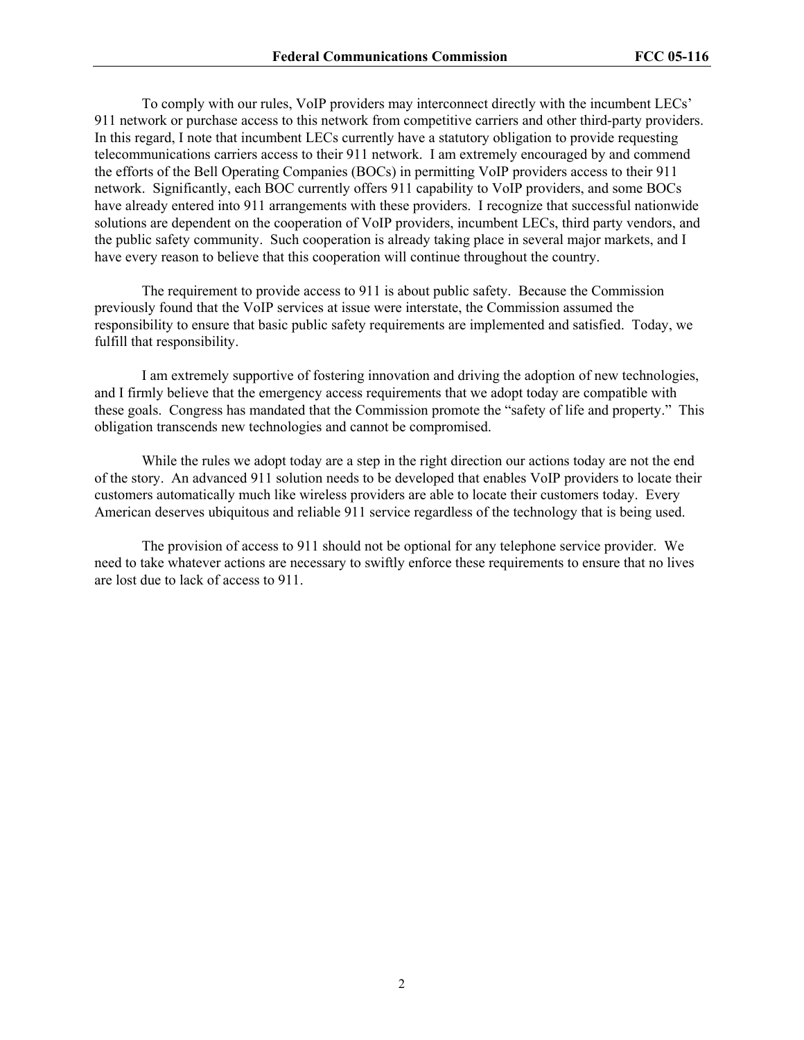To comply with our rules, VoIP providers may interconnect directly with the incumbent LECs' 911 network or purchase access to this network from competitive carriers and other third-party providers. In this regard, I note that incumbent LECs currently have a statutory obligation to provide requesting telecommunications carriers access to their 911 network. I am extremely encouraged by and commend the efforts of the Bell Operating Companies (BOCs) in permitting VoIP providers access to their 911 network. Significantly, each BOC currently offers 911 capability to VoIP providers, and some BOCs have already entered into 911 arrangements with these providers. I recognize that successful nationwide solutions are dependent on the cooperation of VoIP providers, incumbent LECs, third party vendors, and the public safety community. Such cooperation is already taking place in several major markets, and I have every reason to believe that this cooperation will continue throughout the country.

The requirement to provide access to 911 is about public safety. Because the Commission previously found that the VoIP services at issue were interstate, the Commission assumed the responsibility to ensure that basic public safety requirements are implemented and satisfied. Today, we fulfill that responsibility.

I am extremely supportive of fostering innovation and driving the adoption of new technologies, and I firmly believe that the emergency access requirements that we adopt today are compatible with these goals. Congress has mandated that the Commission promote the "safety of life and property." This obligation transcends new technologies and cannot be compromised.

While the rules we adopt today are a step in the right direction our actions today are not the end of the story. An advanced 911 solution needs to be developed that enables VoIP providers to locate their customers automatically much like wireless providers are able to locate their customers today. Every American deserves ubiquitous and reliable 911 service regardless of the technology that is being used.

The provision of access to 911 should not be optional for any telephone service provider. We need to take whatever actions are necessary to swiftly enforce these requirements to ensure that no lives are lost due to lack of access to 911.